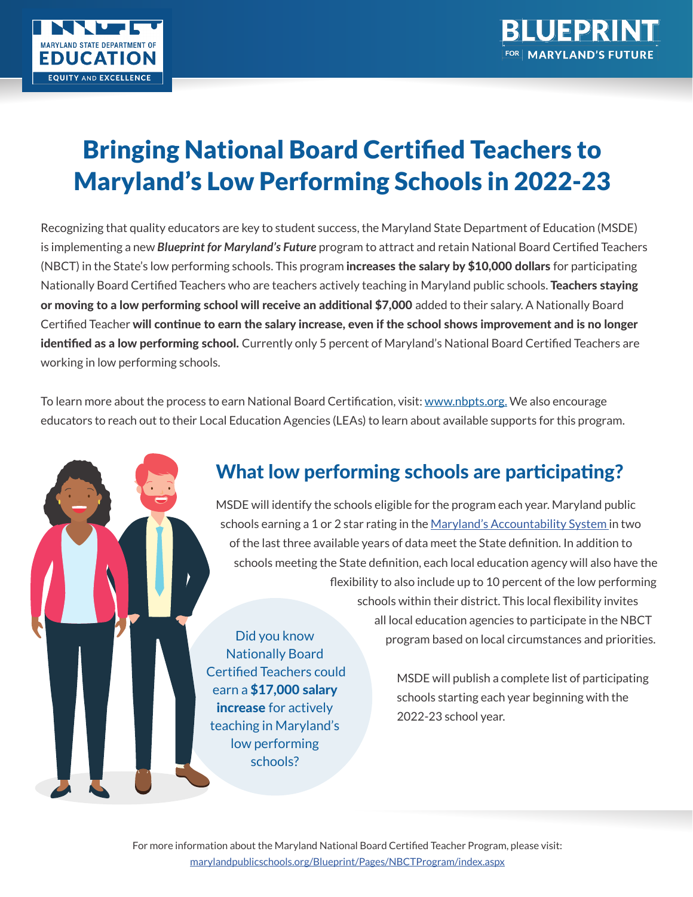# Bringing National Board Certified Teachers to Maryland's Low Performing Schools in 2022-23

Recognizing that quality educators are key to student success, the Maryland State Department of Education (MSDE) is implementing a new ***Blueprint for Maryland's Future*** program to attract and retain National Board Certified Teachers (NBCT) in the State's low performing schools. This program **increases the salary by $10,000 dollars** for participating Nationally Board Certified Teachers who are teachers actively teaching in Maryland public schools. **Teachers staying or moving to a low performing school will receive an additional $7,000** added to their salary. A Nationally Board Certified Teacher **will continue to earn the salary increase, even if the school shows improvement and is no longer identified as a low performing school.** Currently only 5 percent of Maryland's National Board Certified Teachers are working in low performing schools.

To learn more about the process to earn National Board Certification, visit: [www.nbpts.org.](http://www.nbpts.org) We also encourage educators to reach out to their Local Education Agencies (LEAs) to learn about available supports for this program.

## What low performing schools are participating?

MSDE will identify the schools eligible for the program each year. Maryland public schools earning a 1 or 2 star rating in the Maryland's Accountability System in two of the last three available years of data meet the State definition. In addition to schools meeting the State definition, each local education agency will also have the flexibility to also include up to 10 percent of the low performing schools within their district. This local flexibility invites all local education agencies to participate in the NBCT program based on local circumstances and priorities.

MSDE will publish a complete list of participating schools starting each year beginning with the 2022-23 school year.

Did you know Nationally Board Certified Teachers could earn a **$17,000 salary increase** for actively teaching in Maryland's low performing schools?

For more information about the Maryland National Board Certified Teacher Program, please visit: marylandpublicschools.org/Blueprint/Pages/NBCTProgram/index.aspx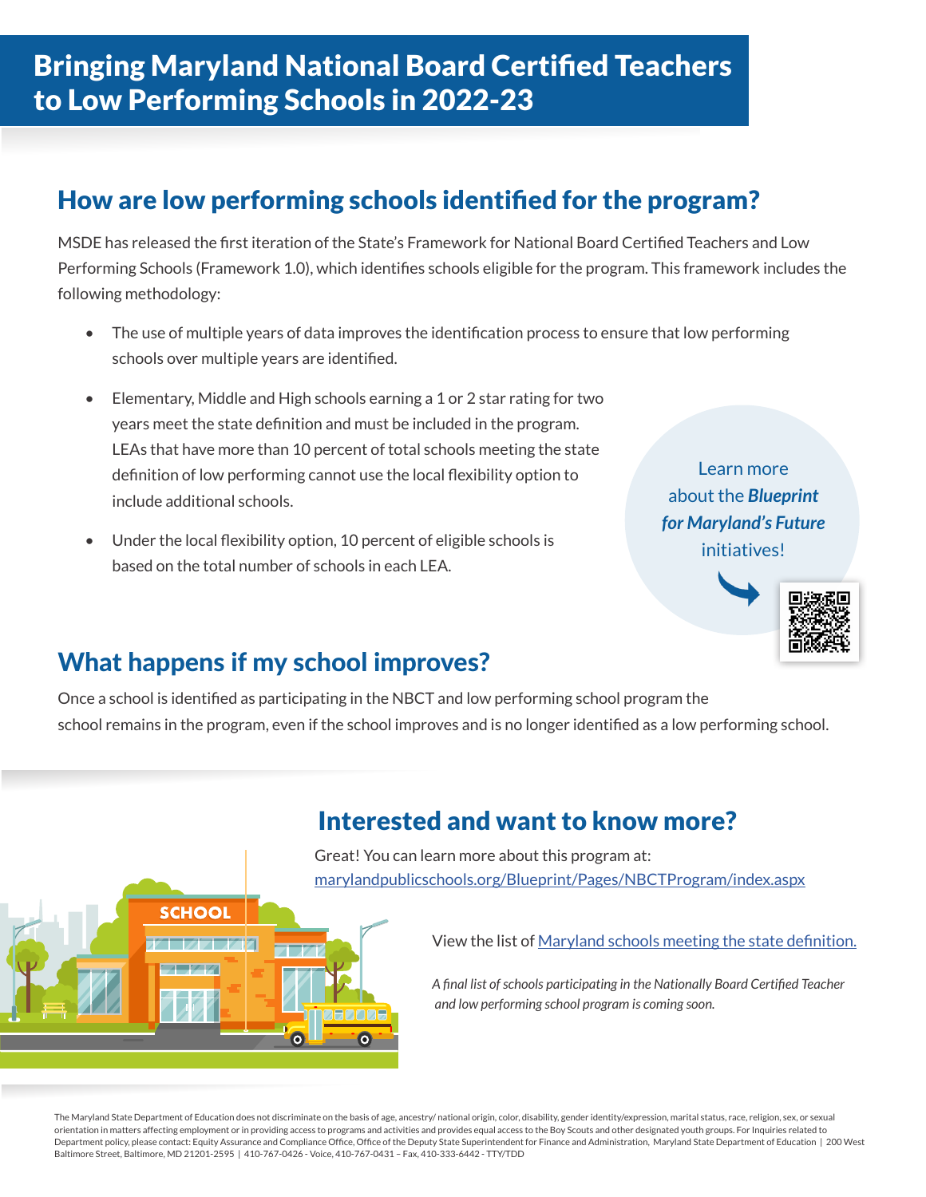# Bringing Maryland National Board Certified Teachers to Low Performing Schools in 2022-23

## How are low performing schools identified for the program?

MSDE has released the first iteration of the State's Framework for National Board Certified Teachers and Low Performing Schools (Framework 1.0), which identifies schools eligible for the program. This framework includes the following methodology:

- The use of multiple years of data improves the identification process to ensure that low performing schools over multiple years are identified.
- Elementary, Middle and High schools earning a 1 or 2 star rating for two years meet the state definition and must be included in the program. LEAs that have more than 10 percent of total schools meeting the state definition of low performing cannot use the local flexibility option to include additional schools.
- Under the local flexibility option, 10 percent of eligible schools is based on the total number of schools in each LEA.

Learn more about the ***Blueprint for Maryland's Future*** initiatives!

## What happens if my school improves?

Once a school is identified as participating in the NBCT and low performing school program the school remains in the program, even if the school improves and is no longer identified as a low performing school.

## Interested and want to know more?

Great! You can learn more about this program at:
[marylandpublicschools.org/Blueprint/Pages/NBCTProgram/index.aspx](marylandpublicschools.org/Blueprint/Pages/NBCTProgram/index.aspx)

View the list of Maryland schools meeting the state definition.

*A final list of schools participating in the Nationally Board Certified Teacher and low performing school program is coming soon.*

The Maryland State Department of Education does not discriminate on the basis of age, ancestry/ national origin, color, disability, gender identity/expression, marital status, race, religion, sex, or sexual orientation in matters affecting employment or in providing access to programs and activities and provides equal access to the Boy Scouts and other designated youth groups. For Inquiries related to Department policy, please contact: Equity Assurance and Compliance Office, Office of the Deputy State Superintendent for Finance and Administration, Maryland State Department of Education | 200 West Baltimore Street, Baltimore, MD 21201-2595 | 410-767-0426 - Voice, 410-767-0431 – Fax, 410-333-6442 - TTY/TDD